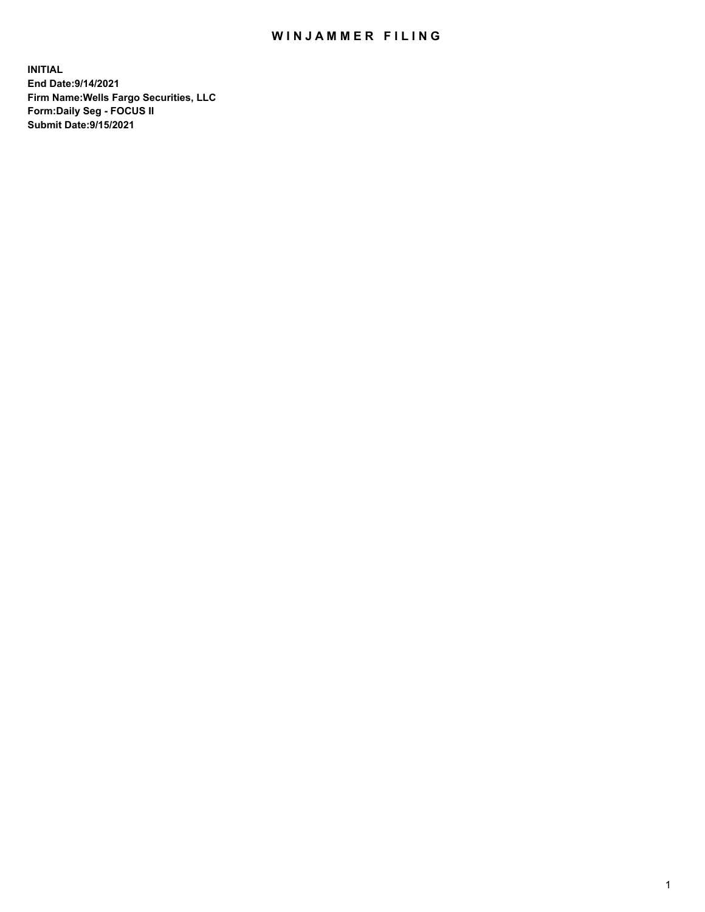# WINJAMMER FILING

**INITIAL**
**End Date:9/14/2021**
**Firm Name:Wells Fargo Securities, LLC**
**Form:Daily Seg - FOCUS II**
**Submit Date:9/15/2021**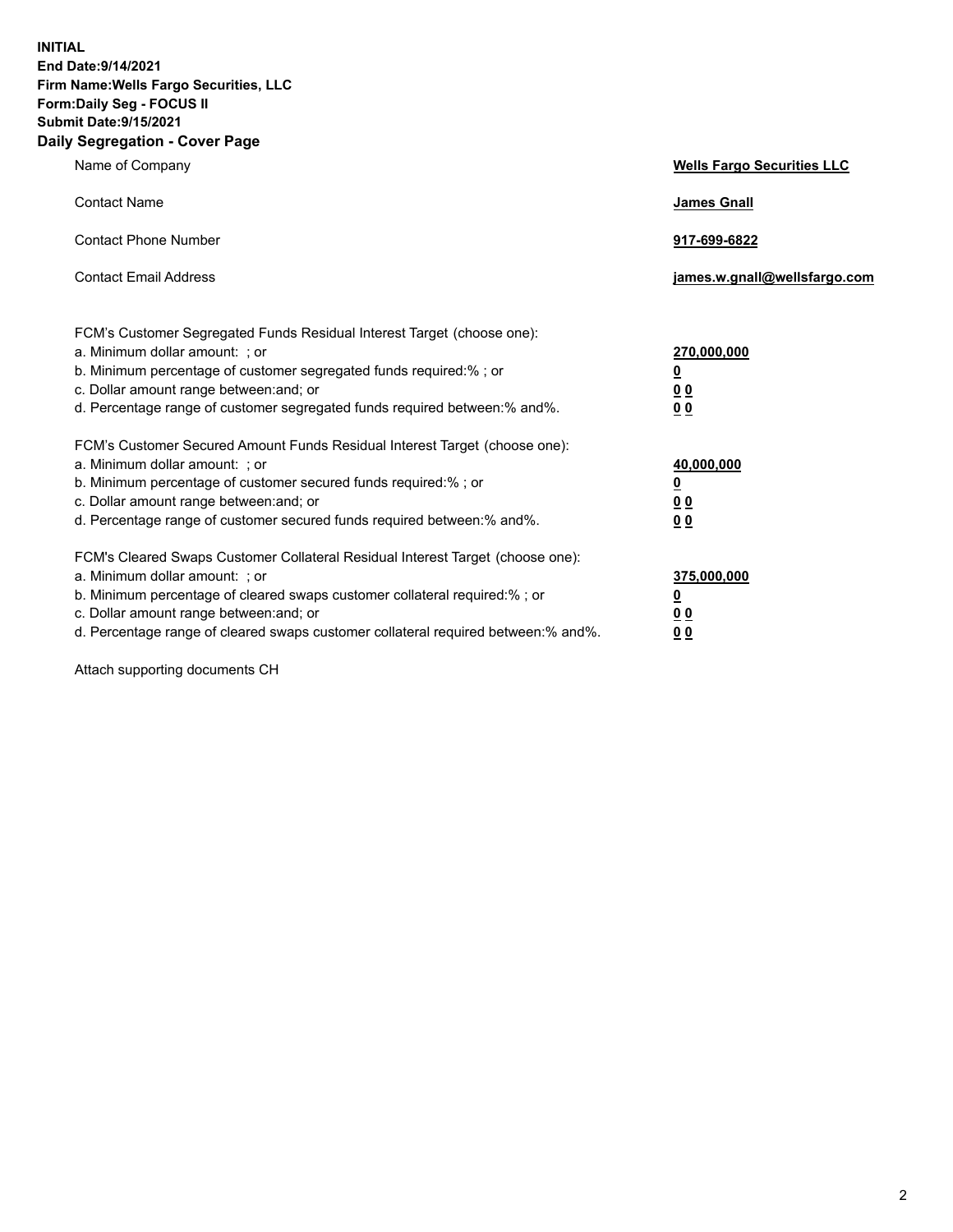**INITIAL**
**End Date:9/14/2021**
**Firm Name:Wells Fargo Securities, LLC**
**Form:Daily Seg - FOCUS II**
**Submit Date:9/15/2021**

## Daily Segregation - Cover Page

| | |
|---|---|
| Name of Company | **Wells Fargo Securities LLC** |
| Contact Name | **James Gnall** |
| Contact Phone Number | **917-699-6822** |
| Contact Email Address | **james.w.gnall@wellsfargo.com** |

| | |
|---|---|
| FCM's Customer Segregated Funds Residual Interest Target (choose one): | |
| a. Minimum dollar amount: ; or | **270,000,000** |
| b. Minimum percentage of customer segregated funds required:% ; or | **0** |
| c. Dollar amount range between:and; or | **0 0** |
| d. Percentage range of customer segregated funds required between:% and%. | **0 0** |
| FCM's Customer Secured Amount Funds Residual Interest Target (choose one): | |
| a. Minimum dollar amount: ; or | **40,000,000** |
| b. Minimum percentage of customer secured funds required:% ; or | **0** |
| c. Dollar amount range between:and; or | **0 0** |
| d. Percentage range of customer secured funds required between:% and%. | **0 0** |
| FCM's Cleared Swaps Customer Collateral Residual Interest Target (choose one): | |
| a. Minimum dollar amount: ; or | **375,000,000** |
| b. Minimum percentage of cleared swaps customer collateral required:% ; or | **0** |
| c. Dollar amount range between:and; or | **0 0** |
| d. Percentage range of cleared swaps customer collateral required between:% and%. | **0 0** |

Attach supporting documents CH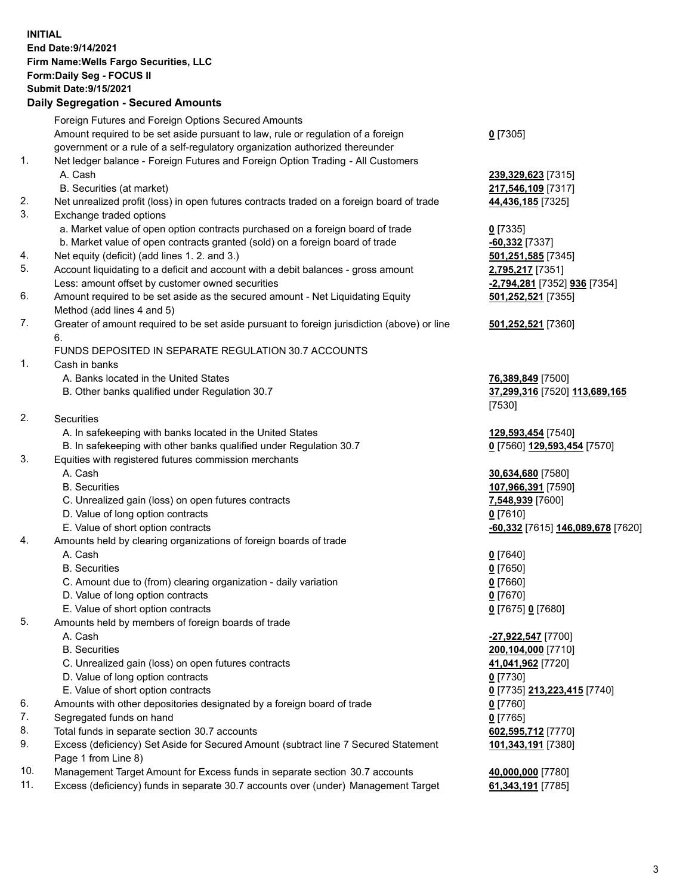**INITIAL**
**End Date:9/14/2021**
**Firm Name:Wells Fargo Securities, LLC**
**Form:Daily Seg - FOCUS II**
**Submit Date:9/15/2021**

## Daily Segregation - Secured Amounts

| | | |
|---|---|---|
| | Foreign Futures and Foreign Options Secured Amounts | |
| | Amount required to be set aside pursuant to law, rule or regulation of a foreign government or a rule of a self-regulatory organization authorized thereunder | **0** [7305] |
| 1. | Net ledger balance - Foreign Futures and Foreign Option Trading - All Customers | |
| | A. Cash | **239,329,623** [7315] |
| | B. Securities (at market) | **217,546,109** [7317] |
| 2. | Net unrealized profit (loss) in open futures contracts traded on a foreign board of trade | **44,436,185** [7325] |
| 3. | Exchange traded options | |
| | a. Market value of open option contracts purchased on a foreign board of trade | **0** [7335] |
| | b. Market value of open contracts granted (sold) on a foreign board of trade | **-60,332** [7337] |
| 4. | Net equity (deficit) (add lines 1. 2. and 3.) | **501,251,585** [7345] |
| 5. | Account liquidating to a deficit and account with a debit balances - gross amount | **2,795,217** [7351] |
| | Less: amount offset by customer owned securities | **-2,794,281** [7352] **936** [7354] |
| 6. | Amount required to be set aside as the secured amount - Net Liquidating Equity Method (add lines 4 and 5) | **501,252,521** [7355] |
| 7. | Greater of amount required to be set aside pursuant to foreign jurisdiction (above) or line 6. | **501,252,521** [7360] |
| | FUNDS DEPOSITED IN SEPARATE REGULATION 30.7 ACCOUNTS | |
| 1. | Cash in banks | |
| | A. Banks located in the United States | **76,389,849** [7500] |
| | B. Other banks qualified under Regulation 30.7 | **37,299,316** [7520] **113,689,165** [7530] |
| 2. | Securities | |
| | A. In safekeeping with banks located in the United States | **129,593,454** [7540] |
| | B. In safekeeping with other banks qualified under Regulation 30.7 | **0** [7560] **129,593,454** [7570] |
| 3. | Equities with registered futures commission merchants | |
| | A. Cash | **30,634,680** [7580] |
| | B. Securities | **107,966,391** [7590] |
| | C. Unrealized gain (loss) on open futures contracts | **7,548,939** [7600] |
| | D. Value of long option contracts | **0** [7610] |
| | E. Value of short option contracts | **-60,332** [7615] **146,089,678** [7620] |
| 4. | Amounts held by clearing organizations of foreign boards of trade | |
| | A. Cash | **0** [7640] |
| | B. Securities | **0** [7650] |
| | C. Amount due to (from) clearing organization - daily variation | **0** [7660] |
| | D. Value of long option contracts | **0** [7670] |
| | E. Value of short option contracts | **0** [7675] **0** [7680] |
| 5. | Amounts held by members of foreign boards of trade | |
| | A. Cash | **-27,922,547** [7700] |
| | B. Securities | **200,104,000** [7710] |
| | C. Unrealized gain (loss) on open futures contracts | **41,041,962** [7720] |
| | D. Value of long option contracts | **0** [7730] |
| | E. Value of short option contracts | **0** [7735] **213,223,415** [7740] |
| 6. | Amounts with other depositories designated by a foreign board of trade | **0** [7760] |
| 7. | Segregated funds on hand | **0** [7765] |
| 8. | Total funds in separate section 30.7 accounts | **602,595,712** [7770] |
| 9. | Excess (deficiency) Set Aside for Secured Amount (subtract line 7 Secured Statement Page 1 from Line 8) | **101,343,191** [7380] |
| 10. | Management Target Amount for Excess funds in separate section 30.7 accounts | **40,000,000** [7780] |
| 11. | Excess (deficiency) funds in separate 30.7 accounts over (under) Management Target | **61,343,191** [7785] |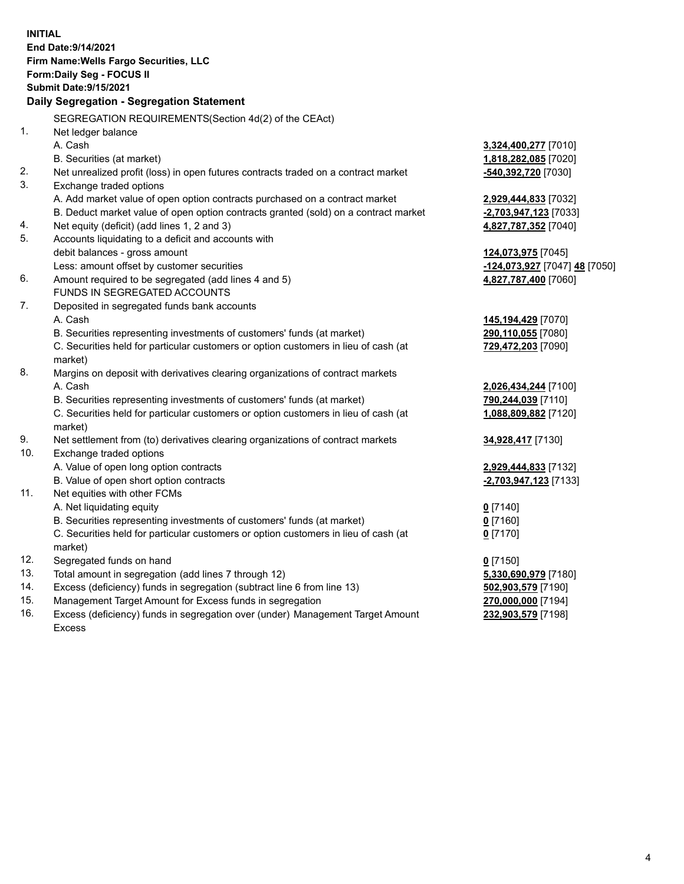**INITIAL**
**End Date:9/14/2021**
**Firm Name:Wells Fargo Securities, LLC**
**Form:Daily Seg - FOCUS II**
**Submit Date:9/15/2021**
**Daily Segregation - Segregation Statement**

SEGREGATION REQUIREMENTS(Section 4d(2) of the CEAct)

| | | |
|---|---|---|
| 1. | Net ledger balance | |
| | A. Cash | **3,324,400,277** [7010] |
| | B. Securities (at market) | **1,818,282,085** [7020] |
| 2. | Net unrealized profit (loss) in open futures contracts traded on a contract market | **-540,392,720** [7030] |
| 3. | Exchange traded options | |
| | A. Add market value of open option contracts purchased on a contract market | **2,929,444,833** [7032] |
| | B. Deduct market value of open option contracts granted (sold) on a contract market | **-2,703,947,123** [7033] |
| 4. | Net equity (deficit) (add lines 1, 2 and 3) | **4,827,787,352** [7040] |
| 5. | Accounts liquidating to a deficit and accounts with debit balances - gross amount | **124,073,975** [7045] |
| | Less: amount offset by customer securities | **-124,073,927** [7047] **48** [7050] |
| 6. | Amount required to be segregated (add lines 4 and 5) | **4,827,787,400** [7060] |
| | FUNDS IN SEGREGATED ACCOUNTS | |
| 7. | Deposited in segregated funds bank accounts | |
| | A. Cash | **145,194,429** [7070] |
| | B. Securities representing investments of customers' funds (at market) | **290,110,055** [7080] |
| | C. Securities held for particular customers or option customers in lieu of cash (at market) | **729,472,203** [7090] |
| 8. | Margins on deposit with derivatives clearing organizations of contract markets | |
| | A. Cash | **2,026,434,244** [7100] |
| | B. Securities representing investments of customers' funds (at market) | **790,244,039** [7110] |
| | C. Securities held for particular customers or option customers in lieu of cash (at market) | **1,088,809,882** [7120] |
| 9. | Net settlement from (to) derivatives clearing organizations of contract markets | **34,928,417** [7130] |
| 10. | Exchange traded options | |
| | A. Value of open long option contracts | **2,929,444,833** [7132] |
| | B. Value of open short option contracts | **-2,703,947,123** [7133] |
| 11. | Net equities with other FCMs | |
| | A. Net liquidating equity | **0** [7140] |
| | B. Securities representing investments of customers' funds (at market) | **0** [7160] |
| | C. Securities held for particular customers or option customers in lieu of cash (at market) | **0** [7170] |
| 12. | Segregated funds on hand | **0** [7150] |
| 13. | Total amount in segregation (add lines 7 through 12) | **5,330,690,979** [7180] |
| 14. | Excess (deficiency) funds in segregation (subtract line 6 from line 13) | **502,903,579** [7190] |
| 15. | Management Target Amount for Excess funds in segregation | **270,000,000** [7194] |
| 16. | Excess (deficiency) funds in segregation over (under) Management Target Amount Excess | **232,903,579** [7198] |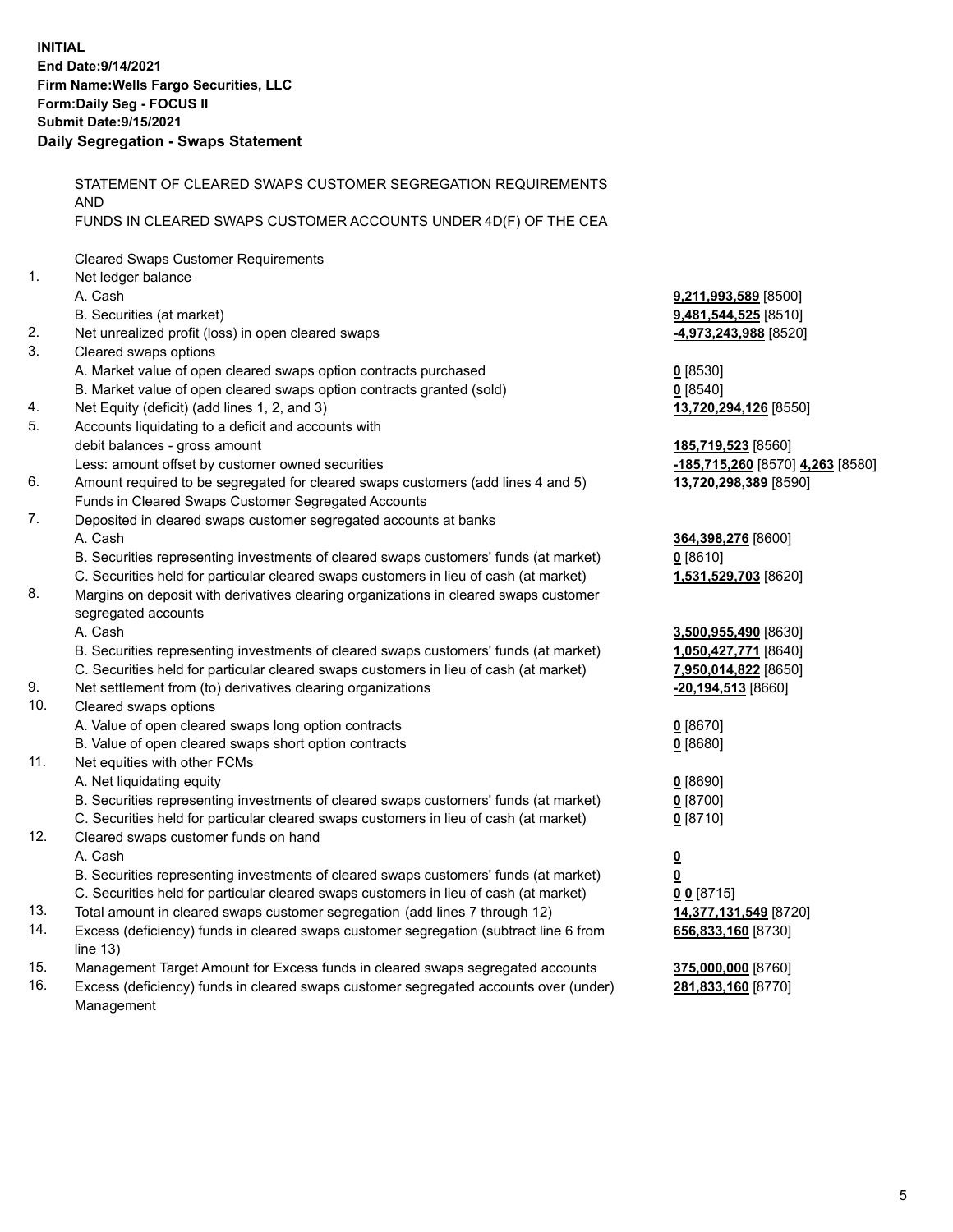**INITIAL**
**End Date:9/14/2021**
**Firm Name:Wells Fargo Securities, LLC**
**Form:Daily Seg - FOCUS II**
**Submit Date:9/15/2021**
**Daily Segregation - Swaps Statement**

STATEMENT OF CLEARED SWAPS CUSTOMER SEGREGATION REQUIREMENTS AND FUNDS IN CLEARED SWAPS CUSTOMER ACCOUNTS UNDER 4D(F) OF THE CEA

| | | |
|---|---|---|
| | Cleared Swaps Customer Requirements | |
| 1. | Net ledger balance | |
| | A. Cash | **9,211,993,589** [8500] |
| | B. Securities (at market) | **9,481,544,525** [8510] |
| 2. | Net unrealized profit (loss) in open cleared swaps | **-4,973,243,988** [8520] |
| 3. | Cleared swaps options | |
| | A. Market value of open cleared swaps option contracts purchased | **0** [8530] |
| | B. Market value of open cleared swaps option contracts granted (sold) | **0** [8540] |
| 4. | Net Equity (deficit) (add lines 1, 2, and 3) | **13,720,294,126** [8550] |
| 5. | Accounts liquidating to a deficit and accounts with debit balances - gross amount | **185,719,523** [8560] |
| | Less: amount offset by customer owned securities | **-185,715,260** [8570] **4,263** [8580] |
| 6. | Amount required to be segregated for cleared swaps customers (add lines 4 and 5) | **13,720,298,389** [8590] |
| | Funds in Cleared Swaps Customer Segregated Accounts | |
| 7. | Deposited in cleared swaps customer segregated accounts at banks | |
| | A. Cash | **364,398,276** [8600] |
| | B. Securities representing investments of cleared swaps customers' funds (at market) | **0** [8610] |
| | C. Securities held for particular cleared swaps customers in lieu of cash (at market) | **1,531,529,703** [8620] |
| 8. | Margins on deposit with derivatives clearing organizations in cleared swaps customer segregated accounts | |
| | A. Cash | **3,500,955,490** [8630] |
| | B. Securities representing investments of cleared swaps customers' funds (at market) | **1,050,427,771** [8640] |
| | C. Securities held for particular cleared swaps customers in lieu of cash (at market) | **7,950,014,822** [8650] |
| 9. | Net settlement from (to) derivatives clearing organizations | **-20,194,513** [8660] |
| 10. | Cleared swaps options | |
| | A. Value of open cleared swaps long option contracts | **0** [8670] |
| | B. Value of open cleared swaps short option contracts | **0** [8680] |
| 11. | Net equities with other FCMs | |
| | A. Net liquidating equity | **0** [8690] |
| | B. Securities representing investments of cleared swaps customers' funds (at market) | **0** [8700] |
| | C. Securities held for particular cleared swaps customers in lieu of cash (at market) | **0** [8710] |
| 12. | Cleared swaps customer funds on hand | |
| | A. Cash | **0** |
| | B. Securities representing investments of cleared swaps customers' funds (at market) | **0** |
| | C. Securities held for particular cleared swaps customers in lieu of cash (at market) | **0** **0** [8715] |
| 13. | Total amount in cleared swaps customer segregation (add lines 7 through 12) | **14,377,131,549** [8720] |
| 14. | Excess (deficiency) funds in cleared swaps customer segregation (subtract line 6 from line 13) | **656,833,160** [8730] |
| 15. | Management Target Amount for Excess funds in cleared swaps segregated accounts | **375,000,000** [8760] |
| 16. | Excess (deficiency) funds in cleared swaps customer segregated accounts over (under) Management | **281,833,160** [8770] |